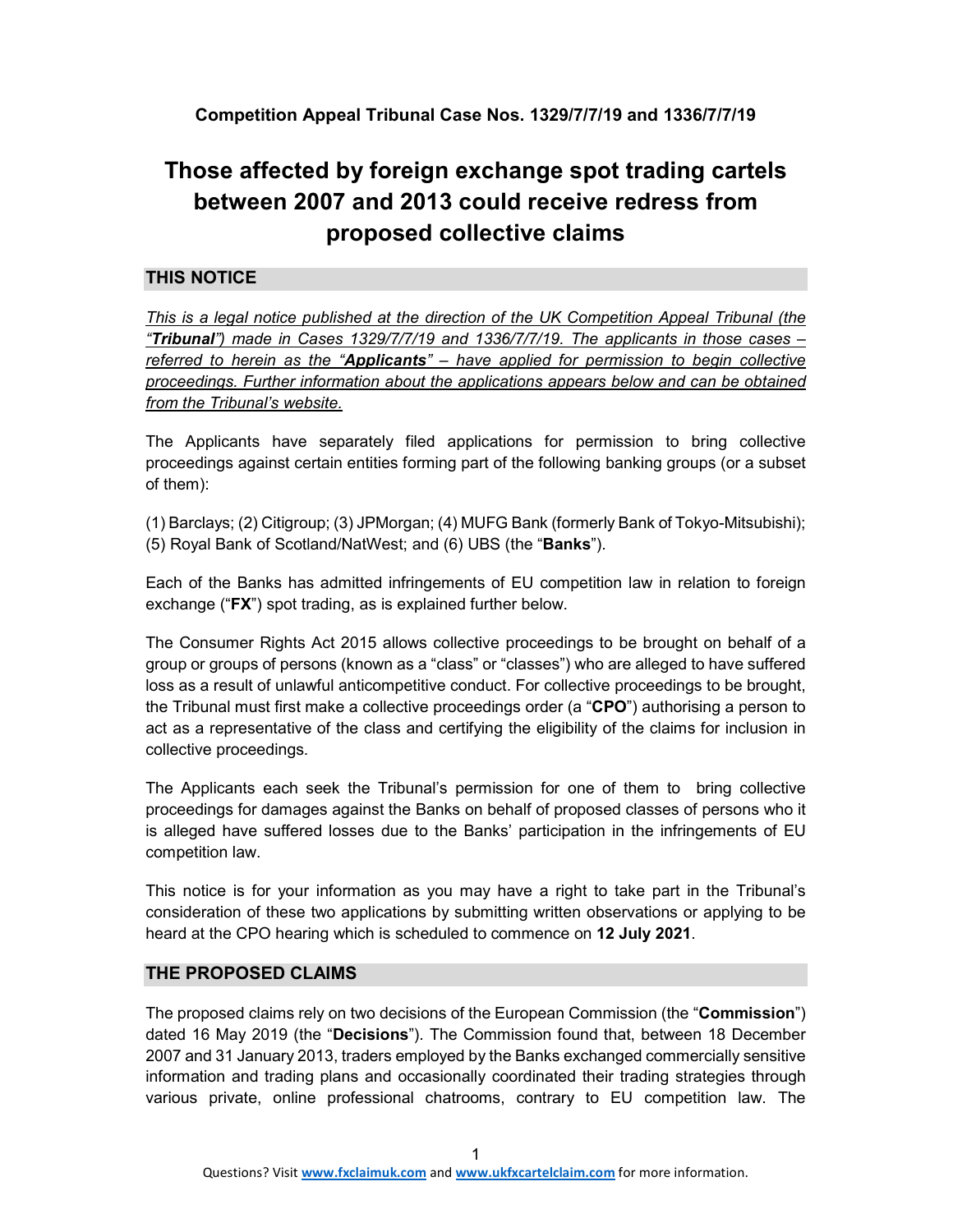**Competition Appeal Tribunal Case Nos. 1329/7/7/19 and 1336/7/7/19**

# Those affected by foreign exchange spot trading cartels between 2007 and 2013 could receive redress from proposed collective claims

## THIS NOTICE

*This is a legal notice published at the direction of the UK Competition Appeal Tribunal (the "**Tribunal**") made in Cases 1329/7/7/19 and 1336/7/7/19. The applicants in those cases – referred to herein as the "**Applicants**" – have applied for permission to begin collective proceedings. Further information about the applications appears below and can be obtained from the Tribunal's website.*

The Applicants have separately filed applications for permission to bring collective proceedings against certain entities forming part of the following banking groups (or a subset of them):

(1) Barclays; (2) Citigroup; (3) JPMorgan; (4) MUFG Bank (formerly Bank of Tokyo-Mitsubishi); (5) Royal Bank of Scotland/NatWest; and (6) UBS (the "**Banks**").

Each of the Banks has admitted infringements of EU competition law in relation to foreign exchange ("**FX**") spot trading, as is explained further below.

The Consumer Rights Act 2015 allows collective proceedings to be brought on behalf of a group or groups of persons (known as a "class" or "classes") who are alleged to have suffered loss as a result of unlawful anticompetitive conduct. For collective proceedings to be brought, the Tribunal must first make a collective proceedings order (a "**CPO**") authorising a person to act as a representative of the class and certifying the eligibility of the claims for inclusion in collective proceedings.

The Applicants each seek the Tribunal's permission for one of them to bring collective proceedings for damages against the Banks on behalf of proposed classes of persons who it is alleged have suffered losses due to the Banks' participation in the infringements of EU competition law.

This notice is for your information as you may have a right to take part in the Tribunal's consideration of these two applications by submitting written observations or applying to be heard at the CPO hearing which is scheduled to commence on **12 July 2021**.

## THE PROPOSED CLAIMS

The proposed claims rely on two decisions of the European Commission (the "**Commission**") dated 16 May 2019 (the "**Decisions**"). The Commission found that, between 18 December 2007 and 31 January 2013, traders employed by the Banks exchanged commercially sensitive information and trading plans and occasionally coordinated their trading strategies through various private, online professional chatrooms, contrary to EU competition law. The

Questions? Visit www.fxclaimuk.com and www.ukfxcartelclaim.com for more information.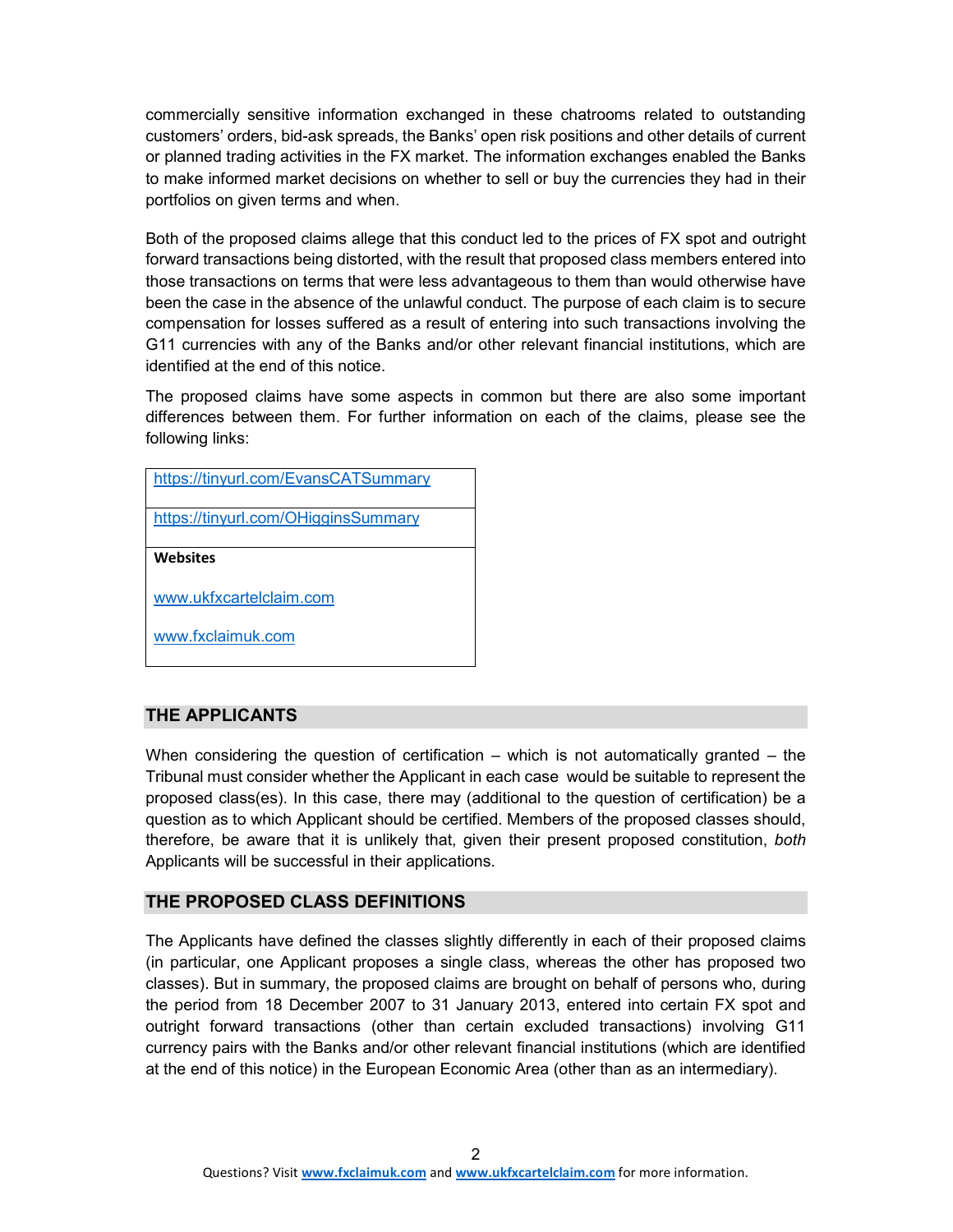commercially sensitive information exchanged in these chatrooms related to outstanding customers' orders, bid-ask spreads, the Banks' open risk positions and other details of current or planned trading activities in the FX market. The information exchanges enabled the Banks to make informed market decisions on whether to sell or buy the currencies they had in their portfolios on given terms and when.

Both of the proposed claims allege that this conduct led to the prices of FX spot and outright forward transactions being distorted, with the result that proposed class members entered into those transactions on terms that were less advantageous to them than would otherwise have been the case in the absence of the unlawful conduct. The purpose of each claim is to secure compensation for losses suffered as a result of entering into such transactions involving the G11 currencies with any of the Banks and/or other relevant financial institutions, which are identified at the end of this notice.

The proposed claims have some aspects in common but there are also some important differences between them. For further information on each of the claims, please see the following links:

| https://tinyurl.com/EvansCATSummary |
|---|
| https://tinyurl.com/OHigginsSummary |
| **Websites**<br><br>www.ukfxcartelclaim.com<br><br>www.fxclaimuk.com |

## THE APPLICANTS

When considering the question of certification – which is not automatically granted – the Tribunal must consider whether the Applicant in each case would be suitable to represent the proposed class(es). In this case, there may (additional to the question of certification) be a question as to which Applicant should be certified. Members of the proposed classes should, therefore, be aware that it is unlikely that, given their present proposed constitution, *both* Applicants will be successful in their applications.

## THE PROPOSED CLASS DEFINITIONS

The Applicants have defined the classes slightly differently in each of their proposed claims (in particular, one Applicant proposes a single class, whereas the other has proposed two classes). But in summary, the proposed claims are brought on behalf of persons who, during the period from 18 December 2007 to 31 January 2013, entered into certain FX spot and outright forward transactions (other than certain excluded transactions) involving G11 currency pairs with the Banks and/or other relevant financial institutions (which are identified at the end of this notice) in the European Economic Area (other than as an intermediary).

Questions? Visit **www.fxclaimuk.com** and **www.ukfxcartelclaim.com** for more information.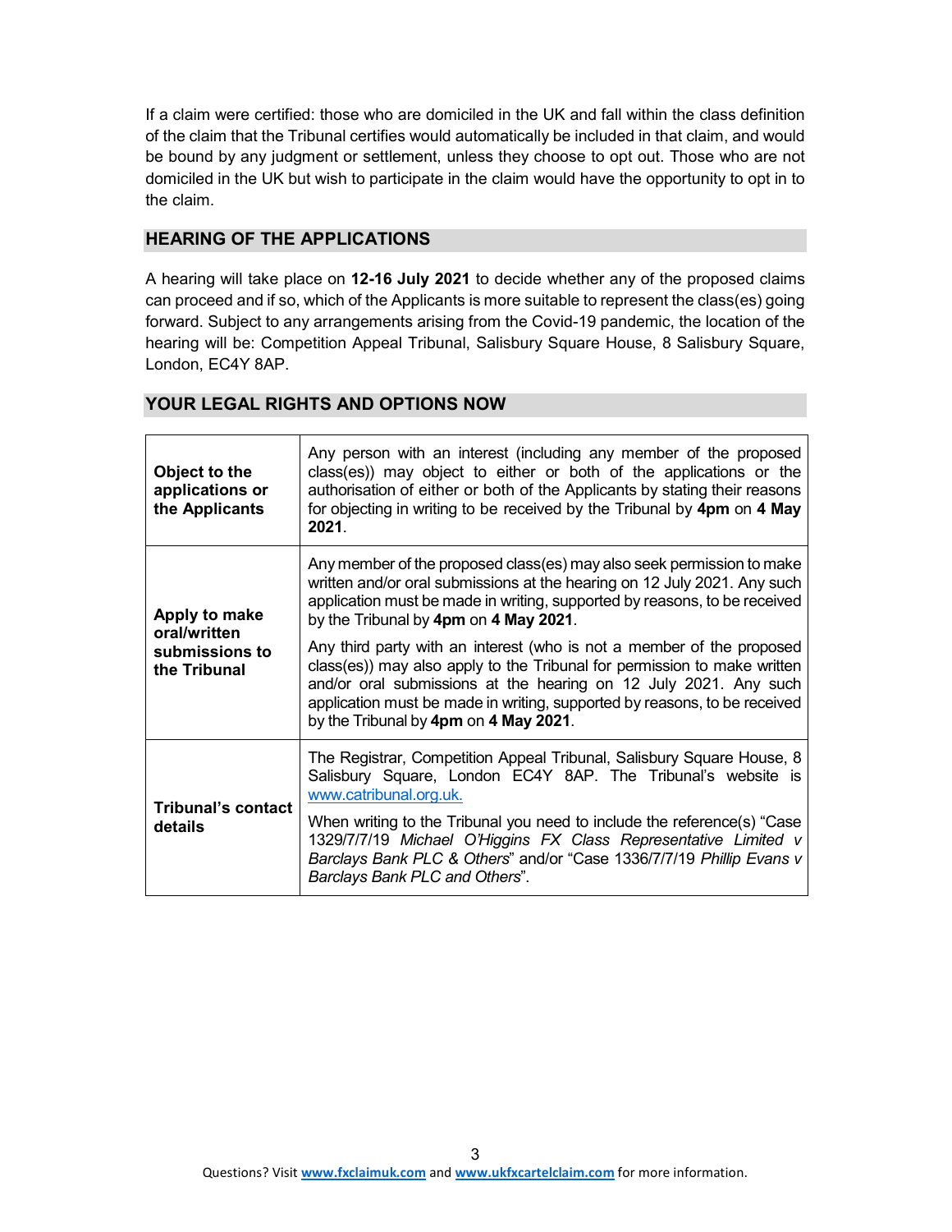If a claim were certified: those who are domiciled in the UK and fall within the class definition of the claim that the Tribunal certifies would automatically be included in that claim, and would be bound by any judgment or settlement, unless they choose to opt out. Those who are not domiciled in the UK but wish to participate in the claim would have the opportunity to opt in to the claim.

## HEARING OF THE APPLICATIONS

A hearing will take place on **12-16 July 2021** to decide whether any of the proposed claims can proceed and if so, which of the Applicants is more suitable to represent the class(es) going forward. Subject to any arrangements arising from the Covid-19 pandemic, the location of the hearing will be: Competition Appeal Tribunal, Salisbury Square House, 8 Salisbury Square, London, EC4Y 8AP.

## YOUR LEGAL RIGHTS AND OPTIONS NOW

| | |
|---|---|
| **Object to the applications or the Applicants** | Any person with an interest (including any member of the proposed class(es)) may object to either or both of the applications or the authorisation of either or both of the Applicants by stating their reasons for objecting in writing to be received by the Tribunal by **4pm** on **4 May 2021**. |
| **Apply to make oral/written submissions to the Tribunal** | Any member of the proposed class(es) may also seek permission to make written and/or oral submissions at the hearing on 12 July 2021. Any such application must be made in writing, supported by reasons, to be received by the Tribunal by **4pm** on **4 May 2021**.<br><br>Any third party with an interest (who is not a member of the proposed class(es)) may also apply to the Tribunal for permission to make written and/or oral submissions at the hearing on 12 July 2021. Any such application must be made in writing, supported by reasons, to be received by the Tribunal by **4pm** on **4 May 2021**. |
| **Tribunal's contact details** | The Registrar, Competition Appeal Tribunal, Salisbury Square House, 8 Salisbury Square, London EC4Y 8AP. The Tribunal's website is www.catribunal.org.uk.<br><br>When writing to the Tribunal you need to include the reference(s) "Case 1329/7/7/19 *Michael O'Higgins FX Class Representative Limited v Barclays Bank PLC & Others*" and/or "Case 1336/7/7/19 *Phillip Evans v Barclays Bank PLC and Others*". |

Questions? Visit **www.fxclaimuk.com** and **www.ukfxcartelclaim.com** for more information.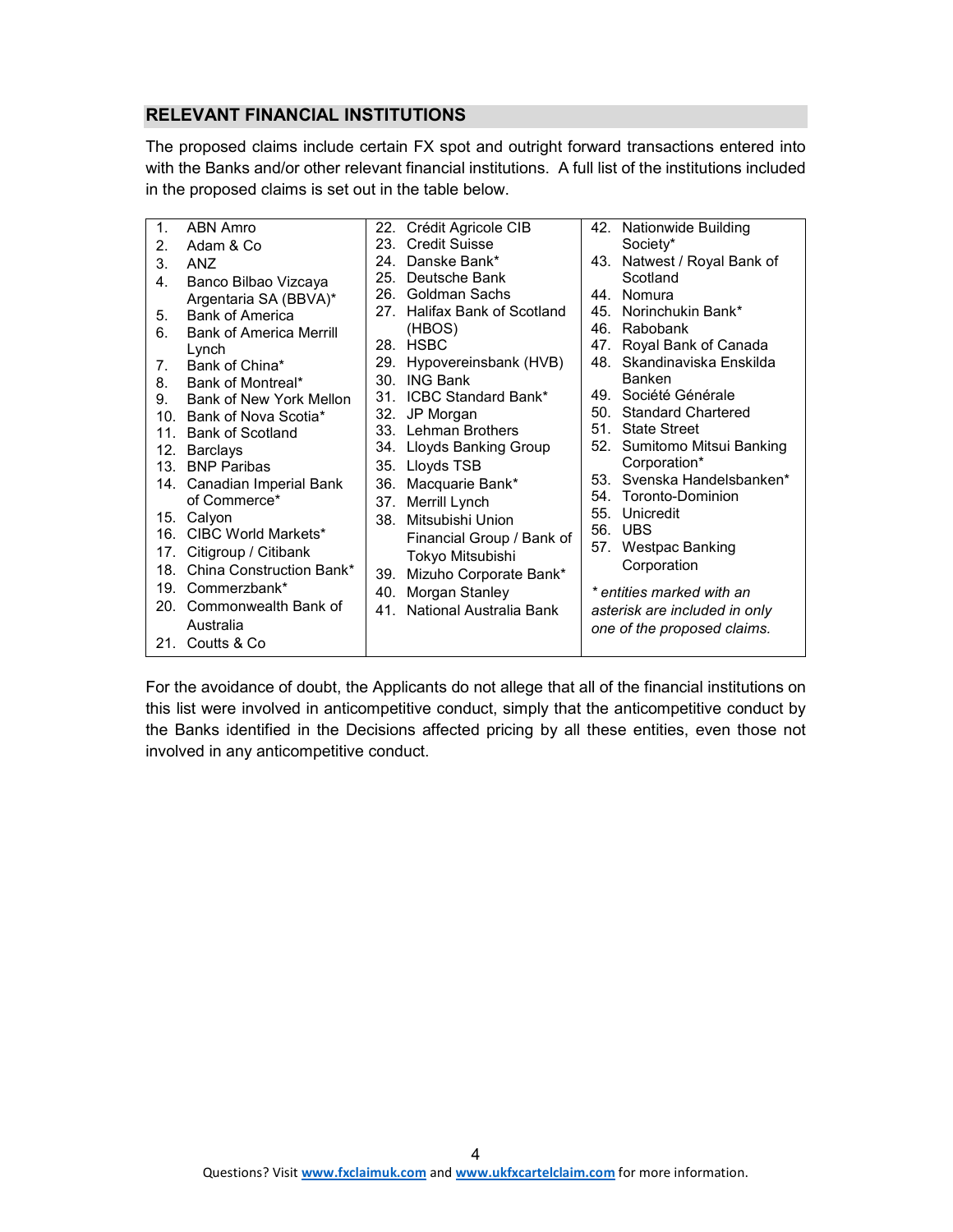## RELEVANT FINANCIAL INSTITUTIONS

The proposed claims include certain FX spot and outright forward transactions entered into with the Banks and/or other relevant financial institutions. A full list of the institutions included in the proposed claims is set out in the table below.

| | | |
|---|---|---|
| 1. ABN Amro | 22. Crédit Agricole CIB | 42. Nationwide Building Society* |
| 2. Adam & Co | 23. Credit Suisse | 43. Natwest / Royal Bank of Scotland |
| 3. ANZ | 24. Danske Bank* | 44. Nomura |
| 4. Banco Bilbao Vizcaya Argentaria SA (BBVA)* | 25. Deutsche Bank | 45. Norinchukin Bank* |
| 5. Bank of America | 26. Goldman Sachs | 46. Rabobank |
| 6. Bank of America Merrill Lynch | 27. Halifax Bank of Scotland (HBOS) | 47. Royal Bank of Canada |
| 7. Bank of China* | 28. HSBC | 48. Skandinaviska Enskilda Banken |
| 8. Bank of Montreal* | 29. Hypovereinsbank (HVB) | 49. Société Générale |
| 9. Bank of New York Mellon | 30. ING Bank | 50. Standard Chartered |
| 10. Bank of Nova Scotia* | 31. ICBC Standard Bank* | 51. State Street |
| 11. Bank of Scotland | 32. JP Morgan | 52. Sumitomo Mitsui Banking Corporation* |
| 12. Barclays | 33. Lehman Brothers | 53. Svenska Handelsbanken* |
| 13. BNP Paribas | 34. Lloyds Banking Group | 54. Toronto-Dominion |
| 14. Canadian Imperial Bank of Commerce* | 35. Lloyds TSB | 55. Unicredit |
| 15. Calyon | 36. Macquarie Bank* | 56. UBS |
| 16. CIBC World Markets* | 37. Merrill Lynch | 57. Westpac Banking Corporation |
| 17. Citigroup / Citibank | 38. Mitsubishi Union Financial Group / Bank of Tokyo Mitsubishi | |
| 18. China Construction Bank* | 39. Mizuho Corporate Bank* | |
| 19. Commerzbank* | 40. Morgan Stanley | *\* entities marked with an asterisk are included in only one of the proposed claims.* |
| 20. Commonwealth Bank of Australia | 41. National Australia Bank | |
| 21. Coutts & Co | | |

For the avoidance of doubt, the Applicants do not allege that all of the financial institutions on this list were involved in anticompetitive conduct, simply that the anticompetitive conduct by the Banks identified in the Decisions affected pricing by all these entities, even those not involved in any anticompetitive conduct.

Questions? Visit www.fxclaimuk.com and www.ukfxcartelclaim.com for more information.